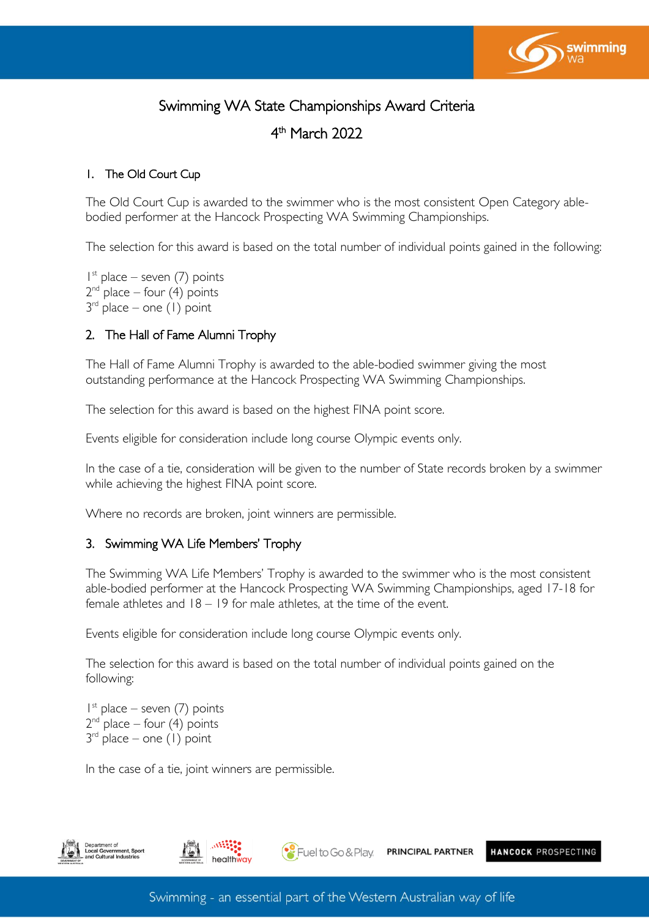# Swimming WA State Championships Award Criteria

## 4th March 2022

### 1. The Old Court Cup

The Old Court Cup is awarded to the swimmer who is the most consistent Open Category able-bodied performer at the Hancock Prospecting WA Swimming Championships.

The selection for this award is based on the total number of individual points gained in the following:

1st place – seven (7) points
2nd place – four (4) points
3rd place – one (1) point

### 2. The Hall of Fame Alumni Trophy

The Hall of Fame Alumni Trophy is awarded to the able-bodied swimmer giving the most outstanding performance at the Hancock Prospecting WA Swimming Championships.

The selection for this award is based on the highest FINA point score.

Events eligible for consideration include long course Olympic events only.

In the case of a tie, consideration will be given to the number of State records broken by a swimmer while achieving the highest FINA point score.

Where no records are broken, joint winners are permissible.

### 3. Swimming WA Life Members' Trophy

The Swimming WA Life Members' Trophy is awarded to the swimmer who is the most consistent able-bodied performer at the Hancock Prospecting WA Swimming Championships, aged 17-18 for female athletes and 18 – 19 for male athletes, at the time of the event.

Events eligible for consideration include long course Olympic events only.

The selection for this award is based on the total number of individual points gained on the following:

1st place – seven (7) points
2nd place – four (4) points
3rd place – one (1) point

In the case of a tie, joint winners are permissible.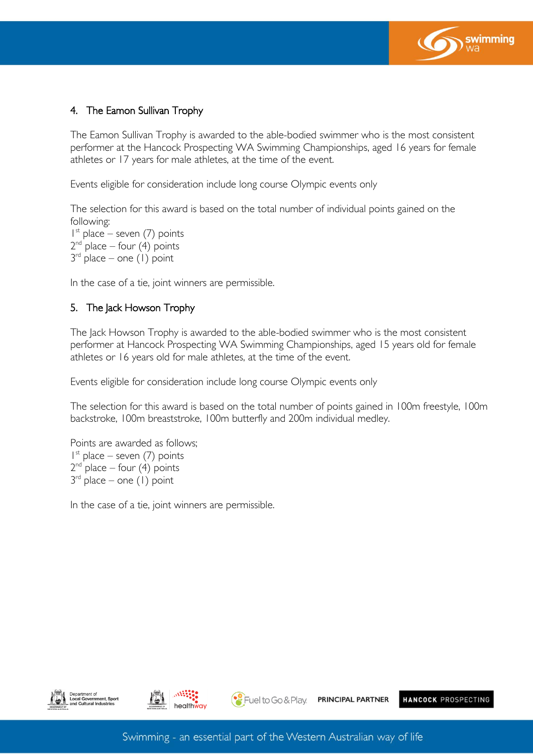## 4. The Eamon Sullivan Trophy

The Eamon Sullivan Trophy is awarded to the able-bodied swimmer who is the most consistent performer at the Hancock Prospecting WA Swimming Championships, aged 16 years for female athletes or 17 years for male athletes, at the time of the event.

Events eligible for consideration include long course Olympic events only

The selection for this award is based on the total number of individual points gained on the following:
1st place – seven (7) points
2nd place – four (4) points
3rd place – one (1) point

In the case of a tie, joint winners are permissible.

## 5. The Jack Howson Trophy

The Jack Howson Trophy is awarded to the able-bodied swimmer who is the most consistent performer at Hancock Prospecting WA Swimming Championships, aged 15 years old for female athletes or 16 years old for male athletes, at the time of the event.

Events eligible for consideration include long course Olympic events only

The selection for this award is based on the total number of points gained in 100m freestyle, 100m backstroke, 100m breaststroke, 100m butterfly and 200m individual medley.

Points are awarded as follows;
1st place – seven (7) points
2nd place – four (4) points
3rd place – one (1) point

In the case of a tie, joint winners are permissible.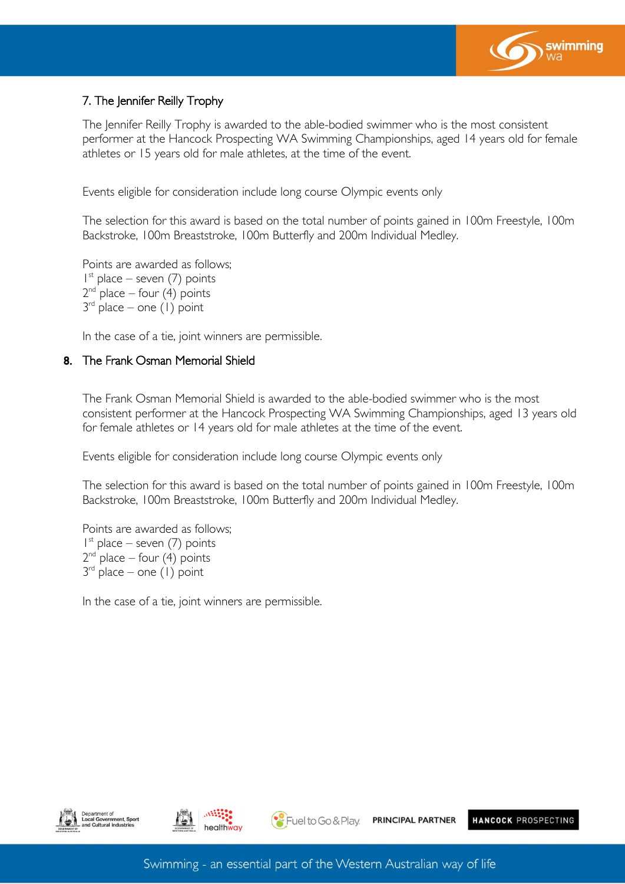## 7. The Jennifer Reilly Trophy

The Jennifer Reilly Trophy is awarded to the able-bodied swimmer who is the most consistent performer at the Hancock Prospecting WA Swimming Championships, aged 14 years old for female athletes or 15 years old for male athletes, at the time of the event.

Events eligible for consideration include long course Olympic events only

The selection for this award is based on the total number of points gained in 100m Freestyle, 100m Backstroke, 100m Breaststroke, 100m Butterfly and 200m Individual Medley.

Points are awarded as follows;
1st place – seven (7) points
2nd place – four (4) points
3rd place – one (1) point

In the case of a tie, joint winners are permissible.

## 8. The Frank Osman Memorial Shield

The Frank Osman Memorial Shield is awarded to the able-bodied swimmer who is the most consistent performer at the Hancock Prospecting WA Swimming Championships, aged 13 years old for female athletes or 14 years old for male athletes at the time of the event.

Events eligible for consideration include long course Olympic events only

The selection for this award is based on the total number of points gained in 100m Freestyle, 100m Backstroke, 100m Breaststroke, 100m Butterfly and 200m Individual Medley.

Points are awarded as follows;
1st place – seven (7) points
2nd place – four (4) points
3rd place – one (1) point

In the case of a tie, joint winners are permissible.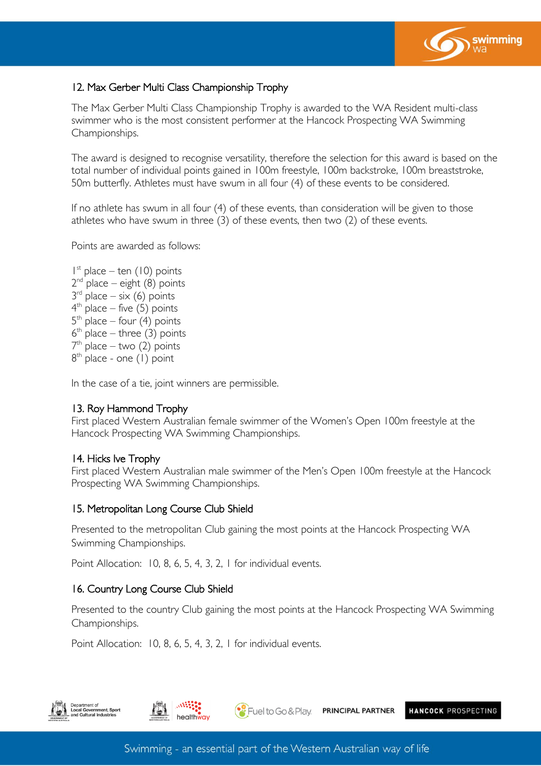## 12. Max Gerber Multi Class Championship Trophy

The Max Gerber Multi Class Championship Trophy is awarded to the WA Resident multi-class swimmer who is the most consistent performer at the Hancock Prospecting WA Swimming Championships.

The award is designed to recognise versatility, therefore the selection for this award is based on the total number of individual points gained in 100m freestyle, 100m backstroke, 100m breaststroke, 50m butterfly. Athletes must have swum in all four (4) of these events to be considered.

If no athlete has swum in all four (4) of these events, than consideration will be given to those athletes who have swum in three (3) of these events, then two (2) of these events.

Points are awarded as follows:

1st place – ten (10) points
2nd place – eight (8) points
3rd place – six (6) points
4th place – five (5) points
5th place – four (4) points
6th place – three (3) points
7th place – two (2) points
8th place - one (1) point

In the case of a tie, joint winners are permissible.

## 13. Roy Hammond Trophy

First placed Western Australian female swimmer of the Women's Open 100m freestyle at the Hancock Prospecting WA Swimming Championships.

## 14. Hicks Ive Trophy

First placed Western Australian male swimmer of the Men's Open 100m freestyle at the Hancock Prospecting WA Swimming Championships.

## 15. Metropolitan Long Course Club Shield

Presented to the metropolitan Club gaining the most points at the Hancock Prospecting WA Swimming Championships.

Point Allocation: 10, 8, 6, 5, 4, 3, 2, 1 for individual events.

## 16. Country Long Course Club Shield

Presented to the country Club gaining the most points at the Hancock Prospecting WA Swimming Championships.

Point Allocation: 10, 8, 6, 5, 4, 3, 2, 1 for individual events.

Department of Local Government, Sport and Cultural Industries | healthway | Fuel to Go & Play | PRINCIPAL PARTNER | HANCOCK PROSPECTING

Swimming - an essential part of the Western Australian way of life